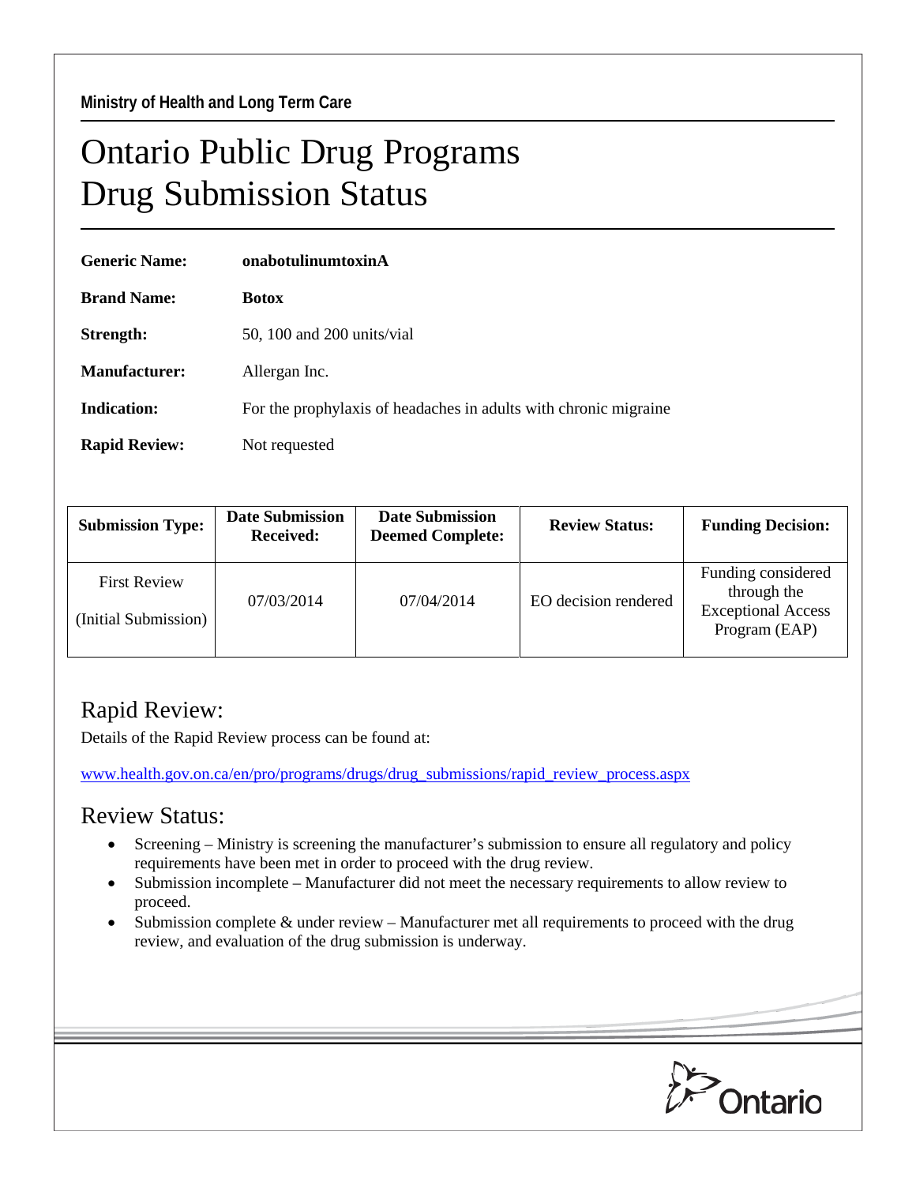**Ministry of Health and Long Term Care**

# Ontario Public Drug Programs
# Drug Submission Status

**Generic Name:** **onabotulinumtoxinA**

**Brand Name:** **Botox**

**Strength:** 50, 100 and 200 units/vial

**Manufacturer:** Allergan Inc.

**Indication:** For the prophylaxis of headaches in adults with chronic migraine

**Rapid Review:** Not requested

| Submission Type: | Date Submission Received: | Date Submission Deemed Complete: | Review Status: | Funding Decision: |
|---|---|---|---|---|
| First Review (Initial Submission) | 07/03/2014 | 07/04/2014 | EO decision rendered | Funding considered through the Exceptional Access Program (EAP) |

## Rapid Review:

Details of the Rapid Review process can be found at:

www.health.gov.on.ca/en/pro/programs/drugs/drug_submissions/rapid_review_process.aspx

## Review Status:

- Screening – Ministry is screening the manufacturer's submission to ensure all regulatory and policy requirements have been met in order to proceed with the drug review.
- Submission incomplete – Manufacturer did not meet the necessary requirements to allow review to proceed.
- Submission complete & under review – Manufacturer met all requirements to proceed with the drug review, and evaluation of the drug submission is underway.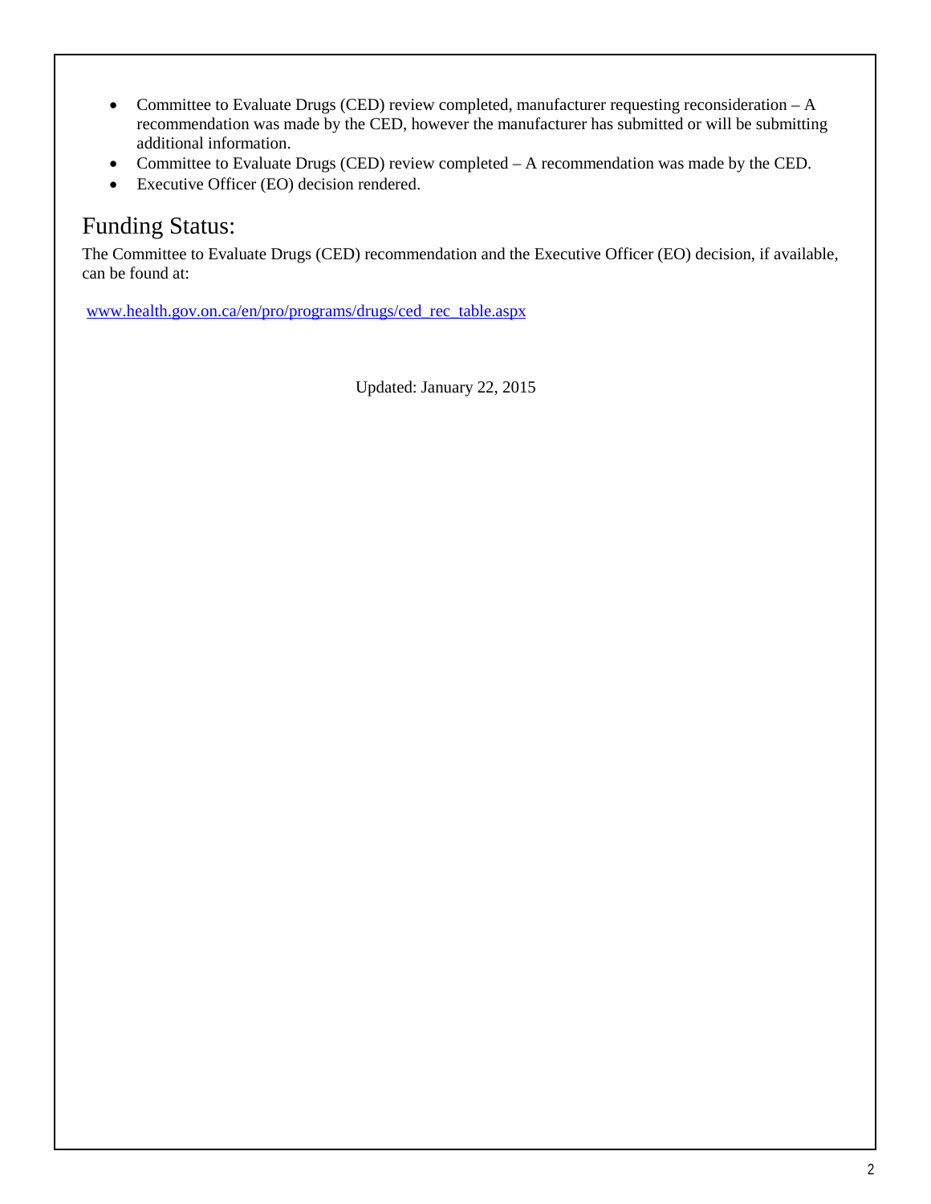- Committee to Evaluate Drugs (CED) review completed, manufacturer requesting reconsideration – A recommendation was made by the CED, however the manufacturer has submitted or will be submitting additional information.
- Committee to Evaluate Drugs (CED) review completed – A recommendation was made by the CED.
- Executive Officer (EO) decision rendered.

## Funding Status:

The Committee to Evaluate Drugs (CED) recommendation and the Executive Officer (EO) decision, if available, can be found at:

www.health.gov.on.ca/en/pro/programs/drugs/ced_rec_table.aspx

Updated: January 22, 2015